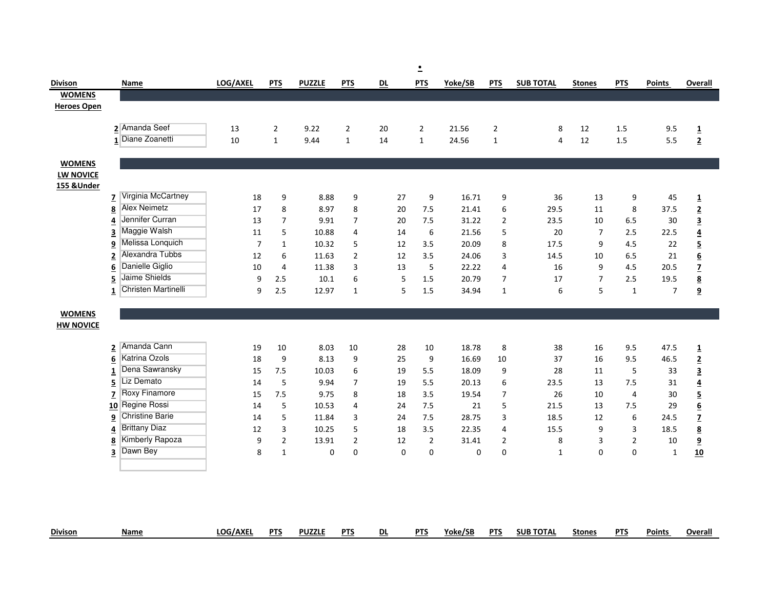| Divison | | Name | LOG/AXEL | PTS | PUZZLE | PTS | DL | PTS | Yoke/SB | PTS | SUB TOTAL | Stones | PTS | Points | Overall |
|---|---|---|---|---|---|---|---|---|---|---|---|---|---|---|---|
| WOMENS Heroes Open | | | | | | | | | | | | | | | |
| | 2 | Amanda Seef | 13 | 2 | 9.22 | 2 | 20 | 2 | 21.56 | 2 | 8 | 12 | 1.5 | 9.5 | 1 |
| | 1 | Diane Zoanetti | 10 | 1 | 9.44 | 1 | 14 | 1 | 24.56 | 1 | 4 | 12 | 1.5 | 5.5 | 2 |
| WOMENS LW NOVICE 155 &Under | | | | | | | | | | | | | | | |
| | 7 | Virginia McCartney | 18 | 9 | 8.88 | 9 | 27 | 9 | 16.71 | 9 | 36 | 13 | 9 | 45 | 1 |
| | 8 | Alex Neimetz | 17 | 8 | 8.97 | 8 | 20 | 7.5 | 21.41 | 6 | 29.5 | 11 | 8 | 37.5 | 2 |
| | 4 | Jennifer Curran | 13 | 7 | 9.91 | 7 | 20 | 7.5 | 31.22 | 2 | 23.5 | 10 | 6.5 | 30 | 3 |
| | 3 | Maggie Walsh | 11 | 5 | 10.88 | 4 | 14 | 6 | 21.56 | 5 | 20 | 7 | 2.5 | 22.5 | 4 |
| | 9 | Melissa Lonquich | 7 | 1 | 10.32 | 5 | 12 | 3.5 | 20.09 | 8 | 17.5 | 9 | 4.5 | 22 | 5 |
| | 2 | Alexandra Tubbs | 12 | 6 | 11.63 | 2 | 12 | 3.5 | 24.06 | 3 | 14.5 | 10 | 6.5 | 21 | 6 |
| | 6 | Danielle Giglio | 10 | 4 | 11.38 | 3 | 13 | 5 | 22.22 | 4 | 16 | 9 | 4.5 | 20.5 | 7 |
| | 5 | Jaime Shields | 9 | 2.5 | 10.1 | 6 | 5 | 1.5 | 20.79 | 7 | 17 | 7 | 2.5 | 19.5 | 8 |
| | 1 | Christen Martinelli | 9 | 2.5 | 12.97 | 1 | 5 | 1.5 | 34.94 | 1 | 6 | 5 | 1 | 7 | 9 |
| WOMENS HW NOVICE | | | | | | | | | | | | | | | |
| | 2 | Amanda Cann | 19 | 10 | 8.03 | 10 | 28 | 10 | 18.78 | 8 | 38 | 16 | 9.5 | 47.5 | 1 |
| | 6 | Katrina Ozols | 18 | 9 | 8.13 | 9 | 25 | 9 | 16.69 | 10 | 37 | 16 | 9.5 | 46.5 | 2 |
| | 1 | Dena Sawransky | 15 | 7.5 | 10.03 | 6 | 19 | 5.5 | 18.09 | 9 | 28 | 11 | 5 | 33 | 3 |
| | 5 | Liz Demato | 14 | 5 | 9.94 | 7 | 19 | 5.5 | 20.13 | 6 | 23.5 | 13 | 7.5 | 31 | 4 |
| | 7 | Roxy Finamore | 15 | 7.5 | 9.75 | 8 | 18 | 3.5 | 19.54 | 7 | 26 | 10 | 4 | 30 | 5 |
| | 10 | Regine Rossi | 14 | 5 | 10.53 | 4 | 24 | 7.5 | 21 | 5 | 21.5 | 13 | 7.5 | 29 | 6 |
| | 9 | Christine Barie | 14 | 5 | 11.84 | 3 | 24 | 7.5 | 28.75 | 3 | 18.5 | 12 | 6 | 24.5 | 7 |
| | 4 | Brittany Diaz | 12 | 3 | 10.25 | 5 | 18 | 3.5 | 22.35 | 4 | 15.5 | 9 | 3 | 18.5 | 8 |
| | 8 | Kimberly Rapoza | 9 | 2 | 13.91 | 2 | 12 | 2 | 31.41 | 2 | 8 | 3 | 2 | 10 | 9 |
| | 3 | Dawn Bey | 8 | 1 | 0 | 0 | 0 | 0 | 0 | 0 | 1 | 0 | 0 | 1 | 10 |

| Divison | Name | LOG/AXEL | PTS | PUZZLE | PTS | DL | PTS | Yoke/SB | PTS | SUB TOTAL | Stones | PTS | Points | Overall |
|---|---|---|---|---|---|---|---|---|---|---|---|---|---|---|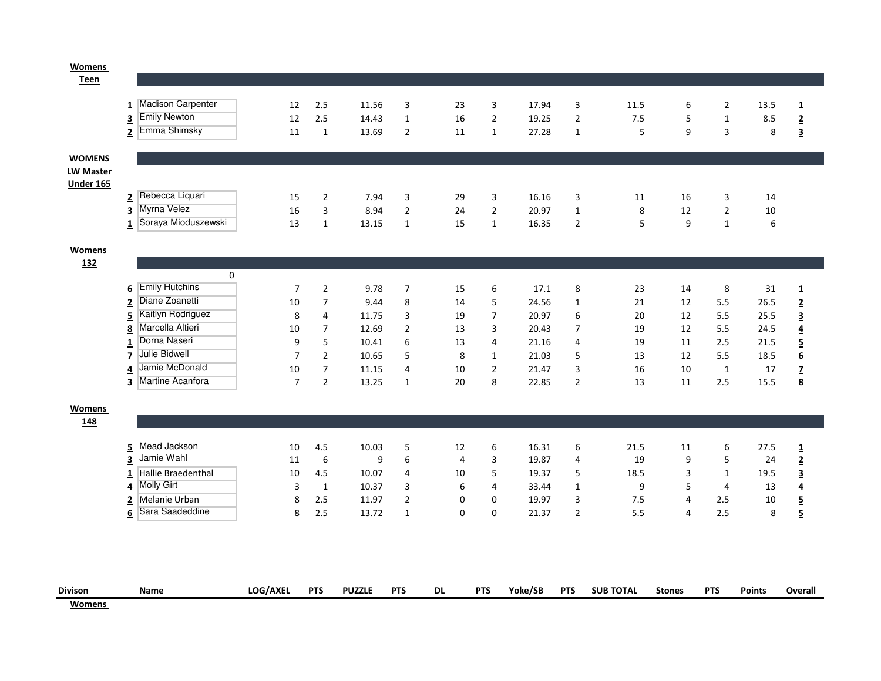| Divison | | Name | LOG/AXEL | PTS | PUZZLE | PTS | DL | PTS | Yoke/SB | PTS | SUB TOTAL | Stones | PTS | Points | Overall |
|---|---|---|---|---|---|---|---|---|---|---|---|---|---|---|---|
| **Womens Teen** | | | | | | | | | | | | | | | |
| | 1 | Madison Carpenter | 12 | 2.5 | 11.56 | 3 | 23 | 3 | 17.94 | 3 | 11.5 | 6 | 2 | 13.5 | 1 |
| | 3 | Emily Newton | 12 | 2.5 | 14.43 | 1 | 16 | 2 | 19.25 | 2 | 7.5 | 5 | 1 | 8.5 | 2 |
| | 2 | Emma Shimsky | 11 | 1 | 13.69 | 2 | 11 | 1 | 27.28 | 1 | 5 | 9 | 3 | 8 | 3 |
| **WOMENS LW Master Under 165** | | | | | | | | | | | | | | | |
| | 2 | Rebecca Liquari | 15 | 2 | 7.94 | 3 | 29 | 3 | 16.16 | 3 | 11 | 16 | 3 | 14 | |
| | 3 | Myrna Velez | 16 | 3 | 8.94 | 2 | 24 | 2 | 20.97 | 1 | 8 | 12 | 2 | 10 | |
| | 1 | Soraya Mioduszewski | 13 | 1 | 13.15 | 1 | 15 | 1 | 16.35 | 2 | 5 | 9 | 1 | 6 | |
| **Womens 132** | | | | | | | | | | | | | | | |
| | | 0 | | | | | | | | | | | | | |
| | 6 | Emily Hutchins | 7 | 2 | 9.78 | 7 | 15 | 6 | 17.1 | 8 | 23 | 14 | 8 | 31 | 1 |
| | 2 | Diane Zoanetti | 10 | 7 | 9.44 | 8 | 14 | 5 | 24.56 | 1 | 21 | 12 | 5.5 | 26.5 | 2 |
| | 5 | Kaitlyn Rodriguez | 8 | 4 | 11.75 | 3 | 19 | 7 | 20.97 | 6 | 20 | 12 | 5.5 | 25.5 | 3 |
| | 8 | Marcella Altieri | 10 | 7 | 12.69 | 2 | 13 | 3 | 20.43 | 7 | 19 | 12 | 5.5 | 24.5 | 4 |
| | 1 | Dorna Naseri | 9 | 5 | 10.41 | 6 | 13 | 4 | 21.16 | 4 | 19 | 11 | 2.5 | 21.5 | 5 |
| | 7 | Julie Bidwell | 7 | 2 | 10.65 | 5 | 8 | 1 | 21.03 | 5 | 13 | 12 | 5.5 | 18.5 | 6 |
| | 4 | Jamie McDonald | 10 | 7 | 11.15 | 4 | 10 | 2 | 21.47 | 3 | 16 | 10 | 1 | 17 | 7 |
| | 3 | Martine Acanfora | 7 | 2 | 13.25 | 1 | 20 | 8 | 22.85 | 2 | 13 | 11 | 2.5 | 15.5 | 8 |
| **Womens 148** | | | | | | | | | | | | | | | |
| | 5 | Mead Jackson | 10 | 4.5 | 10.03 | 5 | 12 | 6 | 16.31 | 6 | 21.5 | 11 | 6 | 27.5 | 1 |
| | 3 | Jamie Wahl | 11 | 6 | 9 | 6 | 4 | 3 | 19.87 | 4 | 19 | 9 | 5 | 24 | 2 |
| | 1 | Hallie Braedenthal | 10 | 4.5 | 10.07 | 4 | 10 | 5 | 19.37 | 5 | 18.5 | 3 | 1 | 19.5 | 3 |
| | 4 | Molly Girt | 3 | 1 | 10.37 | 3 | 6 | 4 | 33.44 | 1 | 9 | 5 | 4 | 13 | 4 |
| | 2 | Melanie Urban | 8 | 2.5 | 11.97 | 2 | 0 | 0 | 19.97 | 3 | 7.5 | 4 | 2.5 | 10 | 5 |
| | 6 | Sara Saadeddine | 8 | 2.5 | 13.72 | 1 | 0 | 0 | 21.37 | 2 | 5.5 | 4 | 2.5 | 8 | 5 |

**Womens**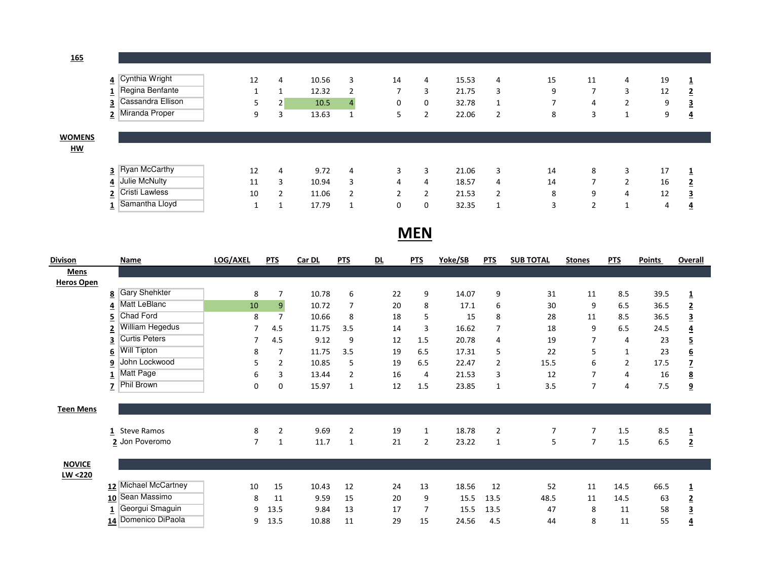## 165

| | Name | LOG/AXEL | PTS | Car DL | PTS | DL | PTS | Yoke/SB | PTS | SUB TOTAL | Stones | PTS | Points | Overall |
|---|---|---|---|---|---|---|---|---|---|---|---|---|---|---|
| 4 | Cynthia Wright | 12 | 4 | 10.56 | 3 | 14 | 4 | 15.53 | 4 | 15 | 11 | 4 | 19 | 1 |
| 1 | Regina Benfante | 1 | 1 | 12.32 | 2 | 7 | 3 | 21.75 | 3 | 9 | 7 | 3 | 12 | 2 |
| 3 | Cassandra Ellison | 5 | 2 | 10.5 | 4 | 0 | 0 | 32.78 | 1 | 7 | 4 | 2 | 9 | 3 |
| 2 | Miranda Proper | 9 | 3 | 13.63 | 1 | 5 | 2 | 22.06 | 2 | 8 | 3 | 1 | 9 | 4 |

## WOMENS HW

| | Name | LOG/AXEL | PTS | Car DL | PTS | DL | PTS | Yoke/SB | PTS | SUB TOTAL | Stones | PTS | Points | Overall |
|---|---|---|---|---|---|---|---|---|---|---|---|---|---|---|
| 3 | Ryan McCarthy | 12 | 4 | 9.72 | 4 | 3 | 3 | 21.06 | 3 | 14 | 8 | 3 | 17 | 1 |
| 4 | Julie McNulty | 11 | 3 | 10.94 | 3 | 4 | 4 | 18.57 | 4 | 14 | 7 | 2 | 16 | 2 |
| 2 | Cristi Lawless | 10 | 2 | 11.06 | 2 | 2 | 2 | 21.53 | 2 | 8 | 9 | 4 | 12 | 3 |
| 1 | Samantha Lloyd | 1 | 1 | 17.79 | 1 | 0 | 0 | 32.35 | 1 | 3 | 2 | 1 | 4 | 4 |

# MEN

| Divison | | Name | LOG/AXEL | PTS | Car DL | PTS | DL | PTS | Yoke/SB | PTS | SUB TOTAL | Stones | PTS | Points | Overall |
|---|---|---|---|---|---|---|---|---|---|---|---|---|---|---|---|
| **Mens Heros Open** | | | | | | | | | | | | | | | |
| | 8 | Gary Shehkter | 8 | 7 | 10.78 | 6 | 22 | 9 | 14.07 | 9 | 31 | 11 | 8.5 | 39.5 | 1 |
| | 4 | Matt LeBlanc | 10 | 9 | 10.72 | 7 | 20 | 8 | 17.1 | 6 | 30 | 9 | 6.5 | 36.5 | 2 |
| | 5 | Chad Ford | 8 | 7 | 10.66 | 8 | 18 | 5 | 15 | 8 | 28 | 11 | 8.5 | 36.5 | 3 |
| | 2 | William Hegedus | 7 | 4.5 | 11.75 | 3.5 | 14 | 3 | 16.62 | 7 | 18 | 9 | 6.5 | 24.5 | 4 |
| | 3 | Curtis Peters | 7 | 4.5 | 9.12 | 9 | 12 | 1.5 | 20.78 | 4 | 19 | 7 | 4 | 23 | 5 |
| | 6 | Will Tipton | 8 | 7 | 11.75 | 3.5 | 19 | 6.5 | 17.31 | 5 | 22 | 5 | 1 | 23 | 6 |
| | 9 | John Lockwood | 5 | 2 | 10.85 | 5 | 19 | 6.5 | 22.47 | 2 | 15.5 | 6 | 2 | 17.5 | 7 |
| | 1 | Matt Page | 6 | 3 | 13.44 | 2 | 16 | 4 | 21.53 | 3 | 12 | 7 | 4 | 16 | 8 |
| | 7 | Phil Brown | 0 | 0 | 15.97 | 1 | 12 | 1.5 | 23.85 | 1 | 3.5 | 7 | 4 | 7.5 | 9 |
| **Teen Mens** | | | | | | | | | | | | | | | |
| | 1 | Steve Ramos | 8 | 2 | 9.69 | 2 | 19 | 1 | 18.78 | 2 | 7 | 7 | 1.5 | 8.5 | 1 |
| | 2 | Jon Poveromo | 7 | 1 | 11.7 | 1 | 21 | 2 | 23.22 | 1 | 5 | 7 | 1.5 | 6.5 | 2 |
| **NOVICE LW <220** | | | | | | | | | | | | | | | |
| | 12 | Michael McCartney | 10 | 15 | 10.43 | 12 | 24 | 13 | 18.56 | 12 | 52 | 11 | 14.5 | 66.5 | 1 |
| | 10 | Sean Massimo | 8 | 11 | 9.59 | 15 | 20 | 9 | 15.5 | 13.5 | 48.5 | 11 | 14.5 | 63 | 2 |
| | 1 | Georgui Smaguin | 9 | 13.5 | 9.84 | 13 | 17 | 7 | 15.5 | 13.5 | 47 | 8 | 11 | 58 | 3 |
| | 14 | Domenico DiPaola | 9 | 13.5 | 10.88 | 11 | 29 | 15 | 24.56 | 4.5 | 44 | 8 | 11 | 55 | 4 |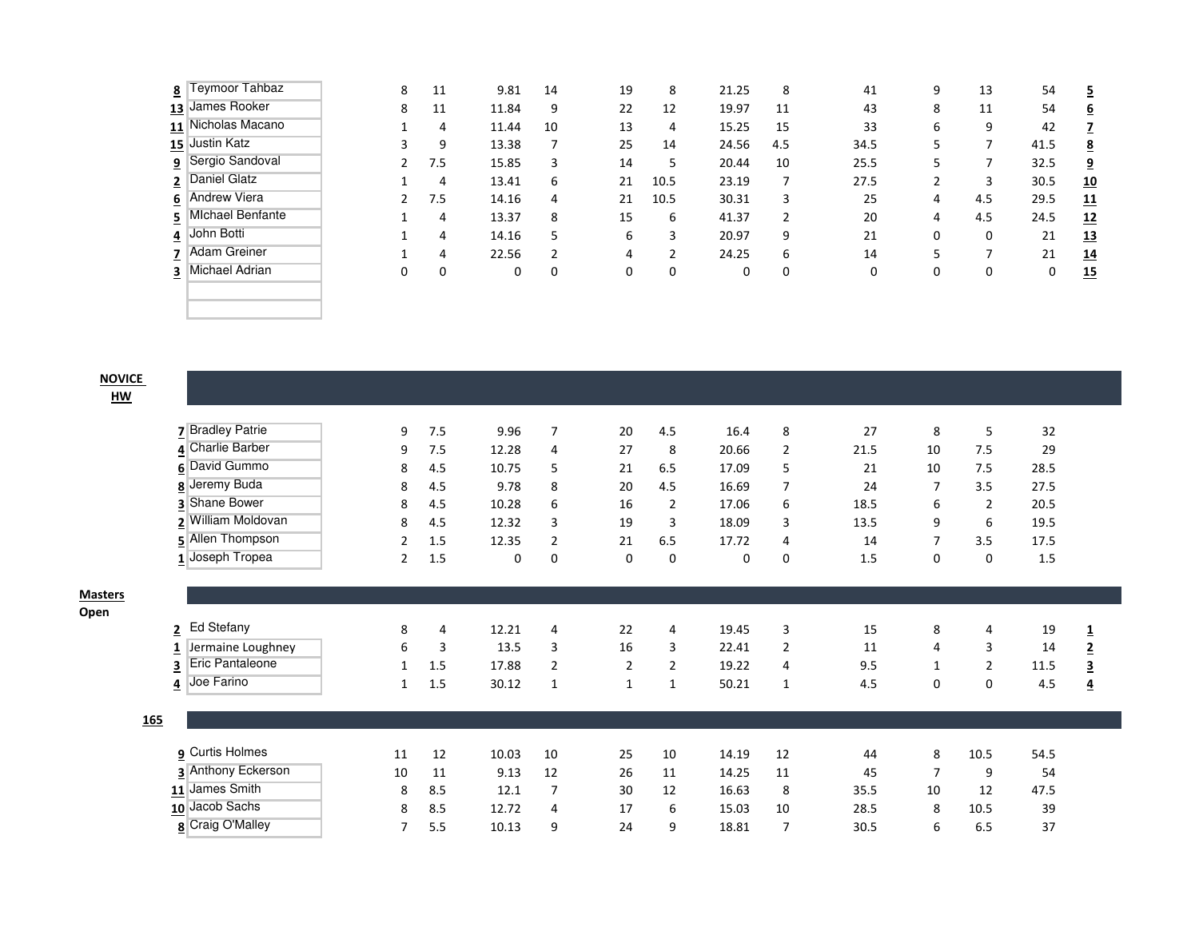| # | Name | | | | | | | | | | | | | Place |
|---|---|---|---|---|---|---|---|---|---|---|---|---|---|---|
| 8 | Teymoor Tahbaz | 8 | 11 | 9.81 | 14 | 19 | 8 | 21.25 | 8 | 41 | 9 | 13 | 54 | 5 |
| 13 | James Rooker | 8 | 11 | 11.84 | 9 | 22 | 12 | 19.97 | 11 | 43 | 8 | 11 | 54 | 6 |
| 11 | Nicholas Macano | 1 | 4 | 11.44 | 10 | 13 | 4 | 15.25 | 15 | 33 | 6 | 9 | 42 | 7 |
| 15 | Justin Katz | 3 | 9 | 13.38 | 7 | 25 | 14 | 24.56 | 4.5 | 34.5 | 5 | 7 | 41.5 | 8 |
| 9 | Sergio Sandoval | 2 | 7.5 | 15.85 | 3 | 14 | 5 | 20.44 | 10 | 25.5 | 5 | 7 | 32.5 | 9 |
| 2 | Daniel Glatz | 1 | 4 | 13.41 | 6 | 21 | 10.5 | 23.19 | 7 | 27.5 | 2 | 3 | 30.5 | 10 |
| 6 | Andrew Viera | 2 | 7.5 | 14.16 | 4 | 21 | 10.5 | 30.31 | 3 | 25 | 4 | 4.5 | 29.5 | 11 |
| 5 | MIchael Benfante | 1 | 4 | 13.37 | 8 | 15 | 6 | 41.37 | 2 | 20 | 4 | 4.5 | 24.5 | 12 |
| 4 | John Botti | 1 | 4 | 14.16 | 5 | 6 | 3 | 20.97 | 9 | 21 | 0 | 0 | 21 | 13 |
| 7 | Adam Greiner | 1 | 4 | 22.56 | 2 | 4 | 2 | 24.25 | 6 | 14 | 5 | 7 | 21 | 14 |
| 3 | Michael Adrian | 0 | 0 | 0 | 0 | 0 | 0 | 0 | 0 | 0 | 0 | 0 | 0 | 15 |

**NOVICE HW**

| # | Name | | | | | | | | | | | | |
|---|---|---|---|---|---|---|---|---|---|---|---|---|---|
| 7 | Bradley Patrie | 9 | 7.5 | 9.96 | 7 | 20 | 4.5 | 16.4 | 8 | 27 | 8 | 5 | 32 |
| 4 | Charlie Barber | 9 | 7.5 | 12.28 | 4 | 27 | 8 | 20.66 | 2 | 21.5 | 10 | 7.5 | 29 |
| 6 | David Gummo | 8 | 4.5 | 10.75 | 5 | 21 | 6.5 | 17.09 | 5 | 21 | 10 | 7.5 | 28.5 |
| 8 | Jeremy Buda | 8 | 4.5 | 9.78 | 8 | 20 | 4.5 | 16.69 | 7 | 24 | 7 | 3.5 | 27.5 |
| 3 | Shane Bower | 8 | 4.5 | 10.28 | 6 | 16 | 2 | 17.06 | 6 | 18.5 | 6 | 2 | 20.5 |
| 2 | William Moldovan | 8 | 4.5 | 12.32 | 3 | 19 | 3 | 18.09 | 3 | 13.5 | 9 | 6 | 19.5 |
| 5 | Allen Thompson | 2 | 1.5 | 12.35 | 2 | 21 | 6.5 | 17.72 | 4 | 14 | 7 | 3.5 | 17.5 |
| 1 | Joseph Tropea | 2 | 1.5 | 0 | 0 | 0 | 0 | 0 | 0 | 1.5 | 0 | 0 | 1.5 |

**Masters Open**

| # | Name | | | | | | | | | | | | | Place |
|---|---|---|---|---|---|---|---|---|---|---|---|---|---|---|
| 2 | Ed Stefany | 8 | 4 | 12.21 | 4 | 22 | 4 | 19.45 | 3 | 15 | 8 | 4 | 19 | 1 |
| 1 | Jermaine Loughney | 6 | 3 | 13.5 | 3 | 16 | 3 | 22.41 | 2 | 11 | 4 | 3 | 14 | 2 |
| 3 | Eric Pantaleone | 1 | 1.5 | 17.88 | 2 | 2 | 2 | 19.22 | 4 | 9.5 | 1 | 2 | 11.5 | 3 |
| 4 | Joe Farino | 1 | 1.5 | 30.12 | 1 | 1 | 1 | 50.21 | 1 | 4.5 | 0 | 0 | 4.5 | 4 |

**165**

| # | Name | | | | | | | | | | | | |
|---|---|---|---|---|---|---|---|---|---|---|---|---|---|
| 9 | Curtis Holmes | 11 | 12 | 10.03 | 10 | 25 | 10 | 14.19 | 12 | 44 | 8 | 10.5 | 54.5 |
| 3 | Anthony Eckerson | 10 | 11 | 9.13 | 12 | 26 | 11 | 14.25 | 11 | 45 | 7 | 9 | 54 |
| 11 | James Smith | 8 | 8.5 | 12.1 | 7 | 30 | 12 | 16.63 | 8 | 35.5 | 10 | 12 | 47.5 |
| 10 | Jacob Sachs | 8 | 8.5 | 12.72 | 4 | 17 | 6 | 15.03 | 10 | 28.5 | 8 | 10.5 | 39 |
| 8 | Craig O'Malley | 7 | 5.5 | 10.13 | 9 | 24 | 9 | 18.81 | 7 | 30.5 | 6 | 6.5 | 37 |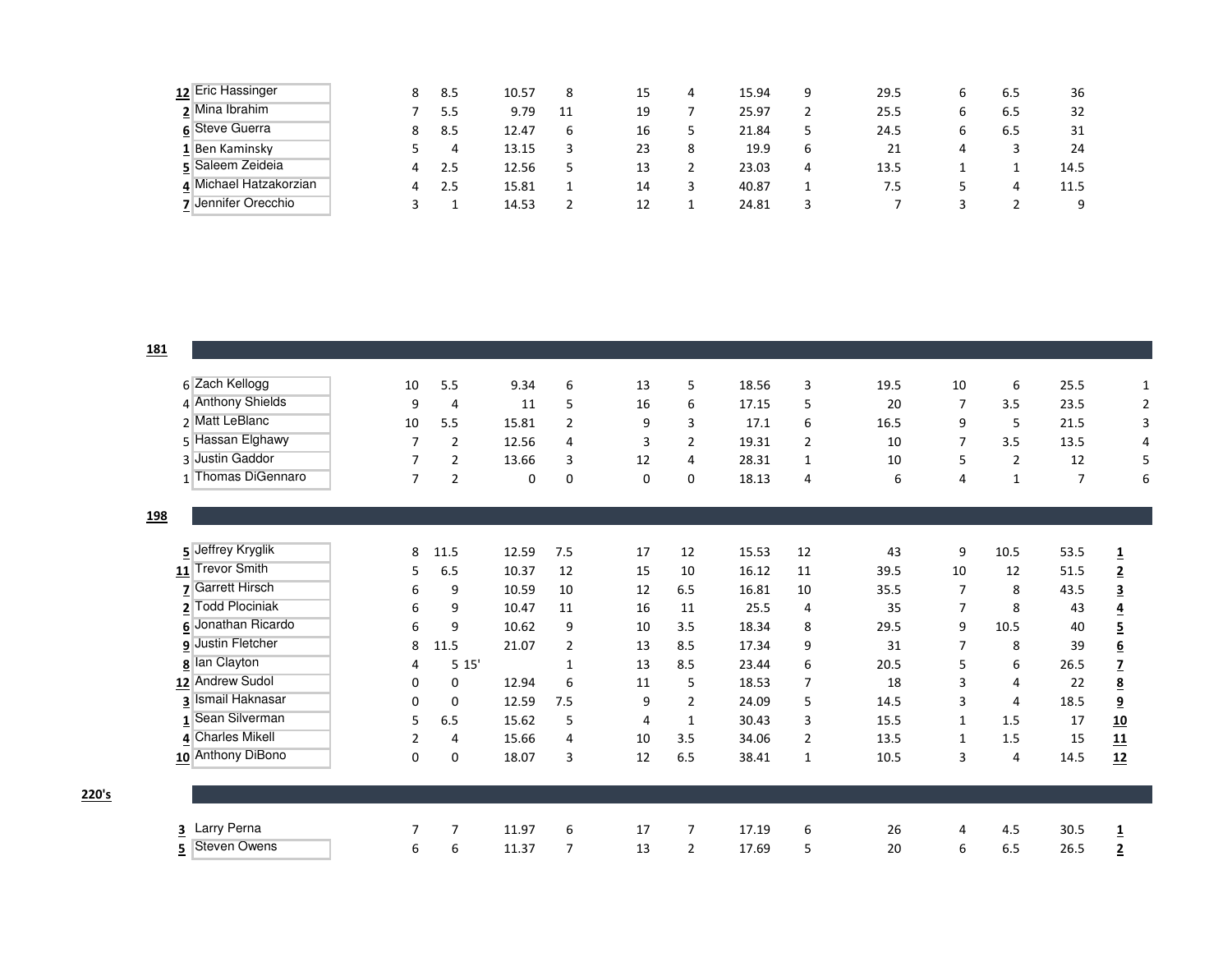| | | | | | | | | | | | | | | |
|---|---|---|---|---|---|---|---|---|---|---|---|---|---|---|
| 12 | Eric Hassinger | 8 | 8.5 | 10.57 | 8 | 15 | 4 | 15.94 | 9 | 29.5 | 6 | 6.5 | 36 | |
| 2 | Mina Ibrahim | 7 | 5.5 | 9.79 | 11 | 19 | 7 | 25.97 | 2 | 25.5 | 6 | 6.5 | 32 | |
| 6 | Steve Guerra | 8 | 8.5 | 12.47 | 6 | 16 | 5 | 21.84 | 5 | 24.5 | 6 | 6.5 | 31 | |
| 1 | Ben Kaminsky | 5 | 4 | 13.15 | 3 | 23 | 8 | 19.9 | 6 | 21 | 4 | 3 | 24 | |
| 5 | Saleem Zeideia | 4 | 2.5 | 12.56 | 5 | 13 | 2 | 23.03 | 4 | 13.5 | 1 | 1 | 14.5 | |
| 4 | Michael Hatzakorzian | 4 | 2.5 | 15.81 | 1 | 14 | 3 | 40.87 | 1 | 7.5 | 5 | 4 | 11.5 | |
| 7 | Jennifer Orecchio | 3 | 1 | 14.53 | 2 | 12 | 1 | 24.81 | 3 | 7 | 3 | 2 | 9 | |

**181**

| | | | | | | | | | | | | | | |
|---|---|---|---|---|---|---|---|---|---|---|---|---|---|---|
| 6 | Zach Kellogg | 10 | 5.5 | 9.34 | 6 | 13 | 5 | 18.56 | 3 | 19.5 | 10 | 6 | 25.5 | 1 |
| 4 | Anthony Shields | 9 | 4 | 11 | 5 | 16 | 6 | 17.15 | 5 | 20 | 7 | 3.5 | 23.5 | 2 |
| 2 | Matt LeBlanc | 10 | 5.5 | 15.81 | 2 | 9 | 3 | 17.1 | 6 | 16.5 | 9 | 5 | 21.5 | 3 |
| 5 | Hassan Elghawy | 7 | 2 | 12.56 | 4 | 3 | 2 | 19.31 | 2 | 10 | 7 | 3.5 | 13.5 | 4 |
| 3 | Justin Gaddor | 7 | 2 | 13.66 | 3 | 12 | 4 | 28.31 | 1 | 10 | 5 | 2 | 12 | 5 |
| 1 | Thomas DiGennaro | 7 | 2 | 0 | 0 | 0 | 0 | 18.13 | 4 | 6 | 4 | 1 | 7 | 6 |

**198**

| | | | | | | | | | | | | | | |
|---|---|---|---|---|---|---|---|---|---|---|---|---|---|---|
| 5 | Jeffrey Kryglik | 8 | 11.5 | 12.59 | 7.5 | 17 | 12 | 15.53 | 12 | 43 | 9 | 10.5 | 53.5 | 1 |
| 11 | Trevor Smith | 5 | 6.5 | 10.37 | 12 | 15 | 10 | 16.12 | 11 | 39.5 | 10 | 12 | 51.5 | 2 |
| 7 | Garrett Hirsch | 6 | 9 | 10.59 | 10 | 12 | 6.5 | 16.81 | 10 | 35.5 | 7 | 8 | 43.5 | 3 |
| 2 | Todd Plociniak | 6 | 9 | 10.47 | 11 | 16 | 11 | 25.5 | 4 | 35 | 7 | 8 | 43 | 4 |
| 6 | Jonathan Ricardo | 6 | 9 | 10.62 | 9 | 10 | 3.5 | 18.34 | 8 | 29.5 | 9 | 10.5 | 40 | 5 |
| 9 | Justin Fletcher | 8 | 11.5 | 21.07 | 2 | 13 | 8.5 | 17.34 | 9 | 31 | 7 | 8 | 39 | 6 |
| 8 | Ian Clayton | 4 | 5 15' | | 1 | 13 | 8.5 | 23.44 | 6 | 20.5 | 5 | 6 | 26.5 | 7 |
| 12 | Andrew Sudol | 0 | 0 | 12.94 | 6 | 11 | 5 | 18.53 | 7 | 18 | 3 | 4 | 22 | 8 |
| 3 | Ismail Haknasar | 0 | 0 | 12.59 | 7.5 | 9 | 2 | 24.09 | 5 | 14.5 | 3 | 4 | 18.5 | 9 |
| 1 | Sean Silverman | 5 | 6.5 | 15.62 | 5 | 4 | 1 | 30.43 | 3 | 15.5 | 1 | 1.5 | 17 | 10 |
| 4 | Charles Mikell | 2 | 4 | 15.66 | 4 | 10 | 3.5 | 34.06 | 2 | 13.5 | 1 | 1.5 | 15 | 11 |
| 10 | Anthony DiBono | 0 | 0 | 18.07 | 3 | 12 | 6.5 | 38.41 | 1 | 10.5 | 3 | 4 | 14.5 | 12 |

**220's**

| | | | | | | | | | | | | | | |
|---|---|---|---|---|---|---|---|---|---|---|---|---|---|---|
| 3 | Larry Perna | 7 | 7 | 11.97 | 6 | 17 | 7 | 17.19 | 6 | 26 | 4 | 4.5 | 30.5 | 1 |
| 5 | Steven Owens | 6 | 6 | 11.37 | 7 | 13 | 2 | 17.69 | 5 | 20 | 6 | 6.5 | 26.5 | 2 |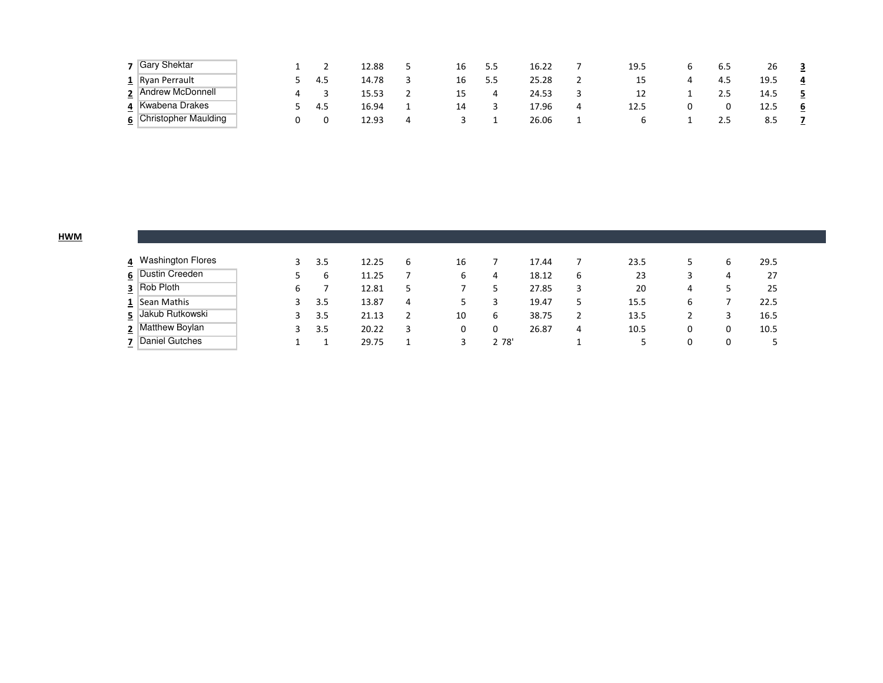| | | | | | | | | | | | | | | | |
|---|---|---|---|---|---|---|---|---|---|---|---|---|---|---|---|
| 7 | Gary Shektar | 1 | 2 | 12.88 | 5 | 16 | 5.5 | 16.22 | 7 | 19.5 | 6 | 6.5 | 26 | 3 |
| 1 | Ryan Perrault | 5 | 4.5 | 14.78 | 3 | 16 | 5.5 | 25.28 | 2 | 15 | 4 | 4.5 | 19.5 | 4 |
| 2 | Andrew McDonnell | 4 | 3 | 15.53 | 2 | 15 | 4 | 24.53 | 3 | 12 | 1 | 2.5 | 14.5 | 5 |
| 4 | Kwabena Drakes | 5 | 4.5 | 16.94 | 1 | 14 | 3 | 17.96 | 4 | 12.5 | 0 | 0 | 12.5 | 6 |
| 6 | Christopher Maulding | 0 | 0 | 12.93 | 4 | 3 | 1 | 26.06 | 1 | 6 | 1 | 2.5 | 8.5 | 7 |

**HWM**

| | | | | | | | | | | | | | | |
|---|---|---|---|---|---|---|---|---|---|---|---|---|---|---|
| 4 | Washington Flores | 3 | 3.5 | 12.25 | 6 | 16 | 7 | 17.44 | 7 | 23.5 | 5 | 6 | 29.5 | |
| 6 | Dustin Creeden | 5 | 6 | 11.25 | 7 | 6 | 4 | 18.12 | 6 | 23 | 3 | 4 | 27 | |
| 3 | Rob Ploth | 6 | 7 | 12.81 | 5 | 7 | 5 | 27.85 | 3 | 20 | 4 | 5 | 25 | |
| 1 | Sean Mathis | 3 | 3.5 | 13.87 | 4 | 5 | 3 | 19.47 | 5 | 15.5 | 6 | 7 | 22.5 | |
| 5 | Jakub Rutkowski | 3 | 3.5 | 21.13 | 2 | 10 | 6 | 38.75 | 2 | 13.5 | 2 | 3 | 16.5 | |
| 2 | Matthew Boylan | 3 | 3.5 | 20.22 | 3 | 0 | 0 | 26.87 | 4 | 10.5 | 0 | 0 | 10.5 | |
| 7 | Daniel Gutches | 1 | 1 | 29.75 | 1 | 3 | 2 78' | | 1 | 5 | 0 | 0 | 5 | |